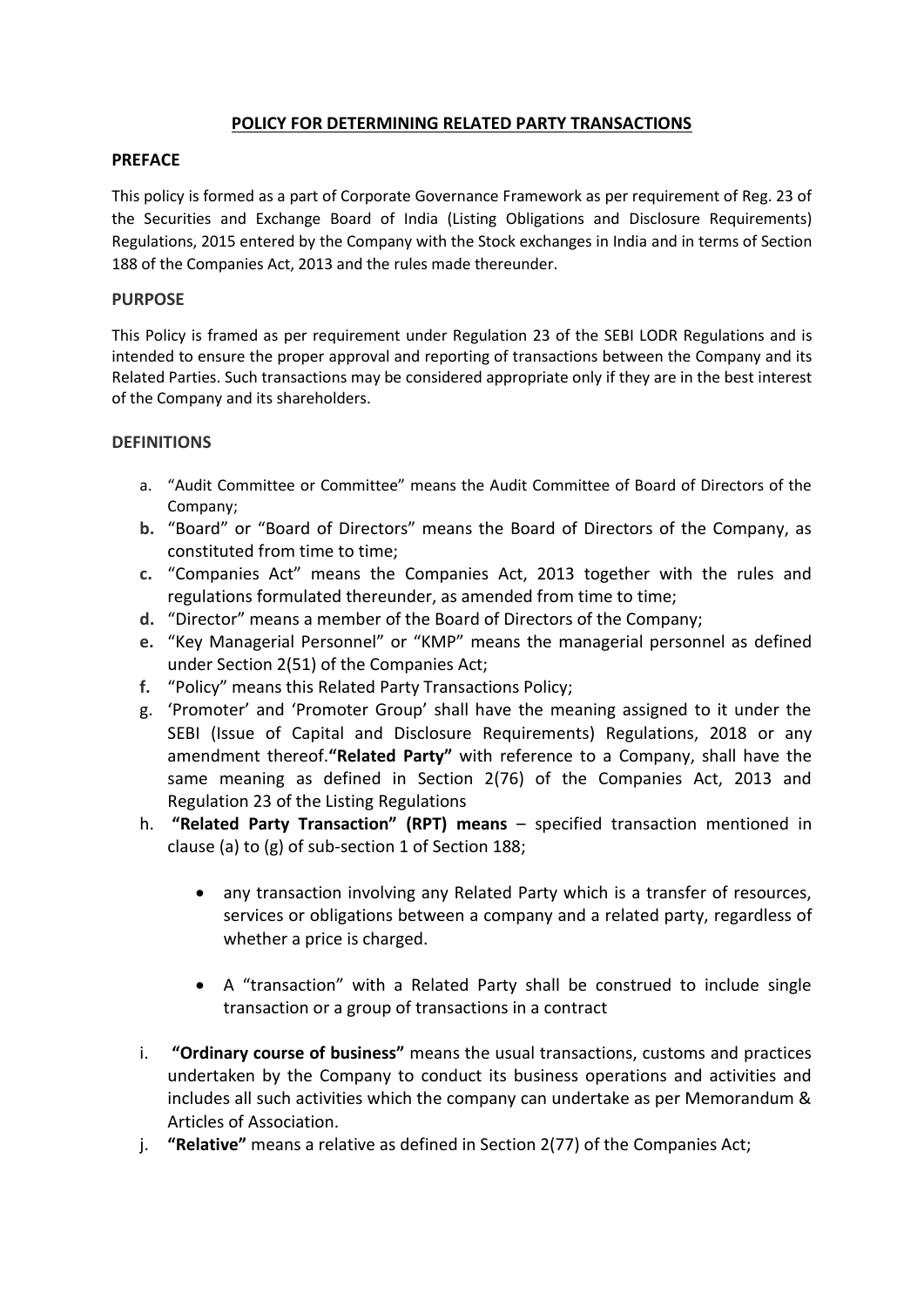# POLICY FOR DETERMINING RELATED PARTY TRANSACTIONS

## PREFACE

This policy is formed as a part of Corporate Governance Framework as per requirement of Reg. 23 of the Securities and Exchange Board of India (Listing Obligations and Disclosure Requirements) Regulations, 2015 entered by the Company with the Stock exchanges in India and in terms of Section 188 of the Companies Act, 2013 and the rules made thereunder.

## PURPOSE

This Policy is framed as per requirement under Regulation 23 of the SEBI LODR Regulations and is intended to ensure the proper approval and reporting of transactions between the Company and its Related Parties. Such transactions may be considered appropriate only if they are in the best interest of the Company and its shareholders.

## DEFINITIONS

a. "Audit Committee or Committee" means the Audit Committee of Board of Directors of the Company;

**b.** "Board" or "Board of Directors" means the Board of Directors of the Company, as constituted from time to time;

**c.** "Companies Act" means the Companies Act, 2013 together with the rules and regulations formulated thereunder, as amended from time to time;

**d.** "Director" means a member of the Board of Directors of the Company;

**e.** "Key Managerial Personnel" or "KMP" means the managerial personnel as defined under Section 2(51) of the Companies Act;

**f.** "Policy" means this Related Party Transactions Policy;

g. 'Promoter' and 'Promoter Group' shall have the meaning assigned to it under the SEBI (Issue of Capital and Disclosure Requirements) Regulations, 2018 or any amendment thereof.**"Related Party"** with reference to a Company, shall have the same meaning as defined in Section 2(76) of the Companies Act, 2013 and Regulation 23 of the Listing Regulations

h. **"Related Party Transaction" (RPT) means** – specified transaction mentioned in clause (a) to (g) of sub-section 1 of Section 188;

- any transaction involving any Related Party which is a transfer of resources, services or obligations between a company and a related party, regardless of whether a price is charged.
- A "transaction" with a Related Party shall be construed to include single transaction or a group of transactions in a contract

i. **"Ordinary course of business"** means the usual transactions, customs and practices undertaken by the Company to conduct its business operations and activities and includes all such activities which the company can undertake as per Memorandum & Articles of Association.

j. **"Relative"** means a relative as defined in Section 2(77) of the Companies Act;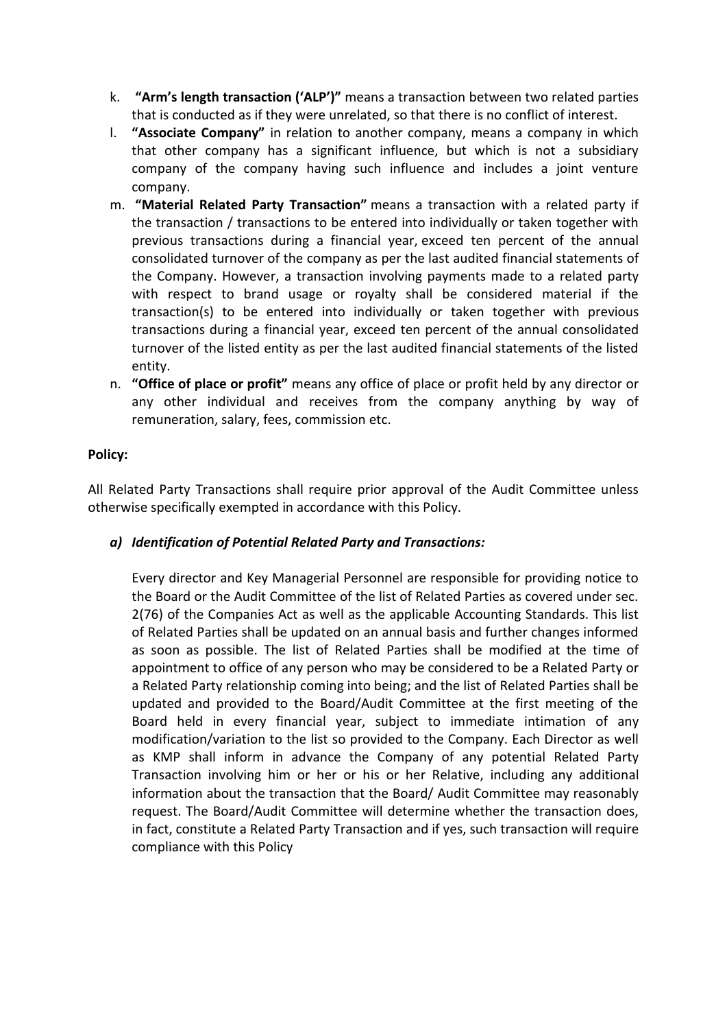k. **"Arm's length transaction ('ALP')"** means a transaction between two related parties that is conducted as if they were unrelated, so that there is no conflict of interest.

l. **"Associate Company"** in relation to another company, means a company in which that other company has a significant influence, but which is not a subsidiary company of the company having such influence and includes a joint venture company.

m. **"Material Related Party Transaction"** means a transaction with a related party if the transaction / transactions to be entered into individually or taken together with previous transactions during a financial year, exceed ten percent of the annual consolidated turnover of the company as per the last audited financial statements of the Company. However, a transaction involving payments made to a related party with respect to brand usage or royalty shall be considered material if the transaction(s) to be entered into individually or taken together with previous transactions during a financial year, exceed ten percent of the annual consolidated turnover of the listed entity as per the last audited financial statements of the listed entity.

n. **"Office of place or profit"** means any office of place or profit held by any director or any other individual and receives from the company anything by way of remuneration, salary, fees, commission etc.

**Policy:**

All Related Party Transactions shall require prior approval of the Audit Committee unless otherwise specifically exempted in accordance with this Policy.

***a) Identification of Potential Related Party and Transactions:***

Every director and Key Managerial Personnel are responsible for providing notice to the Board or the Audit Committee of the list of Related Parties as covered under sec. 2(76) of the Companies Act as well as the applicable Accounting Standards. This list of Related Parties shall be updated on an annual basis and further changes informed as soon as possible. The list of Related Parties shall be modified at the time of appointment to office of any person who may be considered to be a Related Party or a Related Party relationship coming into being; and the list of Related Parties shall be updated and provided to the Board/Audit Committee at the first meeting of the Board held in every financial year, subject to immediate intimation of any modification/variation to the list so provided to the Company. Each Director as well as KMP shall inform in advance the Company of any potential Related Party Transaction involving him or her or his or her Relative, including any additional information about the transaction that the Board/ Audit Committee may reasonably request. The Board/Audit Committee will determine whether the transaction does, in fact, constitute a Related Party Transaction and if yes, such transaction will require compliance with this Policy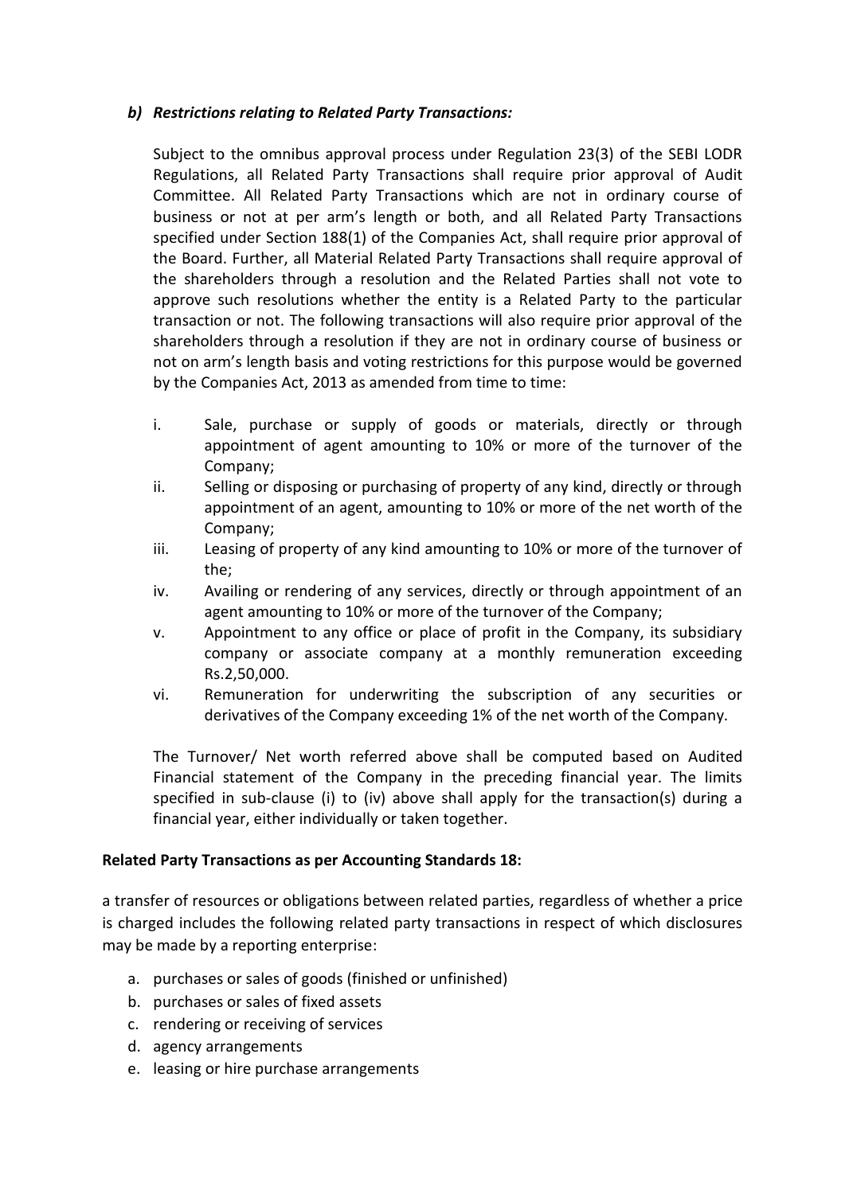***b) Restrictions relating to Related Party Transactions:***

Subject to the omnibus approval process under Regulation 23(3) of the SEBI LODR Regulations, all Related Party Transactions shall require prior approval of Audit Committee. All Related Party Transactions which are not in ordinary course of business or not at per arm's length or both, and all Related Party Transactions specified under Section 188(1) of the Companies Act, shall require prior approval of the Board. Further, all Material Related Party Transactions shall require approval of the shareholders through a resolution and the Related Parties shall not vote to approve such resolutions whether the entity is a Related Party to the particular transaction or not. The following transactions will also require prior approval of the shareholders through a resolution if they are not in ordinary course of business or not on arm's length basis and voting restrictions for this purpose would be governed by the Companies Act, 2013 as amended from time to time:

i. Sale, purchase or supply of goods or materials, directly or through appointment of agent amounting to 10% or more of the turnover of the Company;
ii. Selling or disposing or purchasing of property of any kind, directly or through appointment of an agent, amounting to 10% or more of the net worth of the Company;
iii. Leasing of property of any kind amounting to 10% or more of the turnover of the;
iv. Availing or rendering of any services, directly or through appointment of an agent amounting to 10% or more of the turnover of the Company;
v. Appointment to any office or place of profit in the Company, its subsidiary company or associate company at a monthly remuneration exceeding Rs.2,50,000.
vi. Remuneration for underwriting the subscription of any securities or derivatives of the Company exceeding 1% of the net worth of the Company.

The Turnover/ Net worth referred above shall be computed based on Audited Financial statement of the Company in the preceding financial year. The limits specified in sub-clause (i) to (iv) above shall apply for the transaction(s) during a financial year, either individually or taken together.

**Related Party Transactions as per Accounting Standards 18:**

a transfer of resources or obligations between related parties, regardless of whether a price is charged includes the following related party transactions in respect of which disclosures may be made by a reporting enterprise:

a. purchases or sales of goods (finished or unfinished)
b. purchases or sales of fixed assets
c. rendering or receiving of services
d. agency arrangements
e. leasing or hire purchase arrangements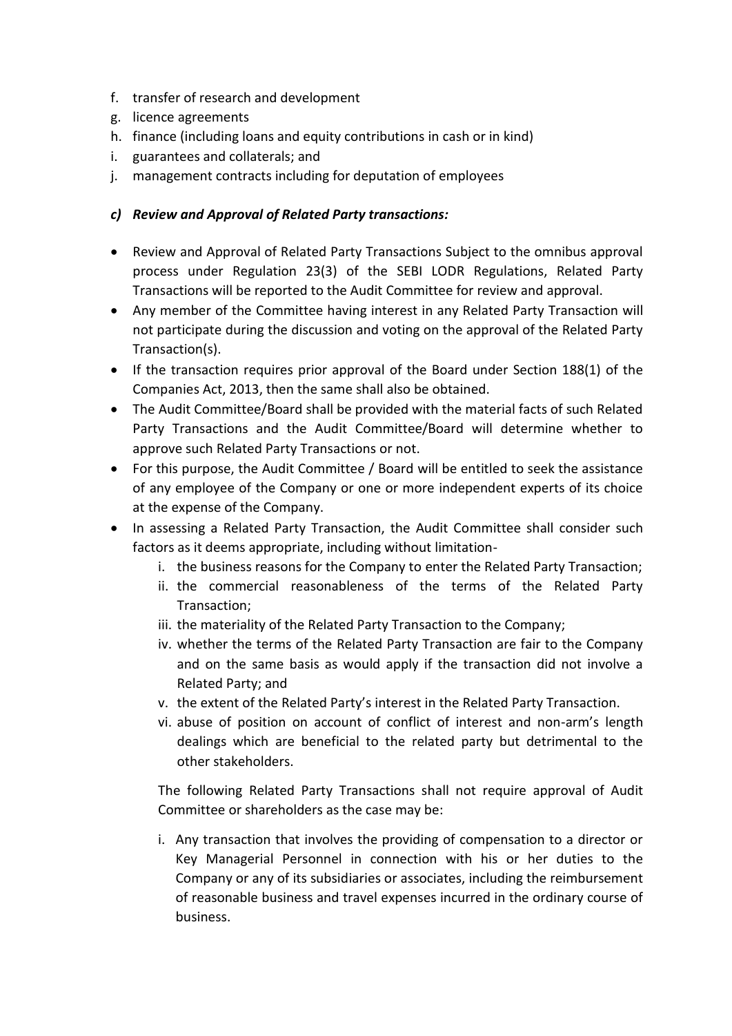f. transfer of research and development
g. licence agreements
h. finance (including loans and equity contributions in cash or in kind)
i. guarantees and collaterals; and
j. management contracts including for deputation of employees

### *c) Review and Approval of Related Party transactions:*

- Review and Approval of Related Party Transactions Subject to the omnibus approval process under Regulation 23(3) of the SEBI LODR Regulations, Related Party Transactions will be reported to the Audit Committee for review and approval.
- Any member of the Committee having interest in any Related Party Transaction will not participate during the discussion and voting on the approval of the Related Party Transaction(s).
- If the transaction requires prior approval of the Board under Section 188(1) of the Companies Act, 2013, then the same shall also be obtained.
- The Audit Committee/Board shall be provided with the material facts of such Related Party Transactions and the Audit Committee/Board will determine whether to approve such Related Party Transactions or not.
- For this purpose, the Audit Committee / Board will be entitled to seek the assistance of any employee of the Company or one or more independent experts of its choice at the expense of the Company.
- In assessing a Related Party Transaction, the Audit Committee shall consider such factors as it deems appropriate, including without limitation-
  i. the business reasons for the Company to enter the Related Party Transaction;
  ii. the commercial reasonableness of the terms of the Related Party Transaction;
  iii. the materiality of the Related Party Transaction to the Company;
  iv. whether the terms of the Related Party Transaction are fair to the Company and on the same basis as would apply if the transaction did not involve a Related Party; and
  v. the extent of the Related Party's interest in the Related Party Transaction.
  vi. abuse of position on account of conflict of interest and non-arm's length dealings which are beneficial to the related party but detrimental to the other stakeholders.

  The following Related Party Transactions shall not require approval of Audit Committee or shareholders as the case may be:

  i. Any transaction that involves the providing of compensation to a director or Key Managerial Personnel in connection with his or her duties to the Company or any of its subsidiaries or associates, including the reimbursement of reasonable business and travel expenses incurred in the ordinary course of business.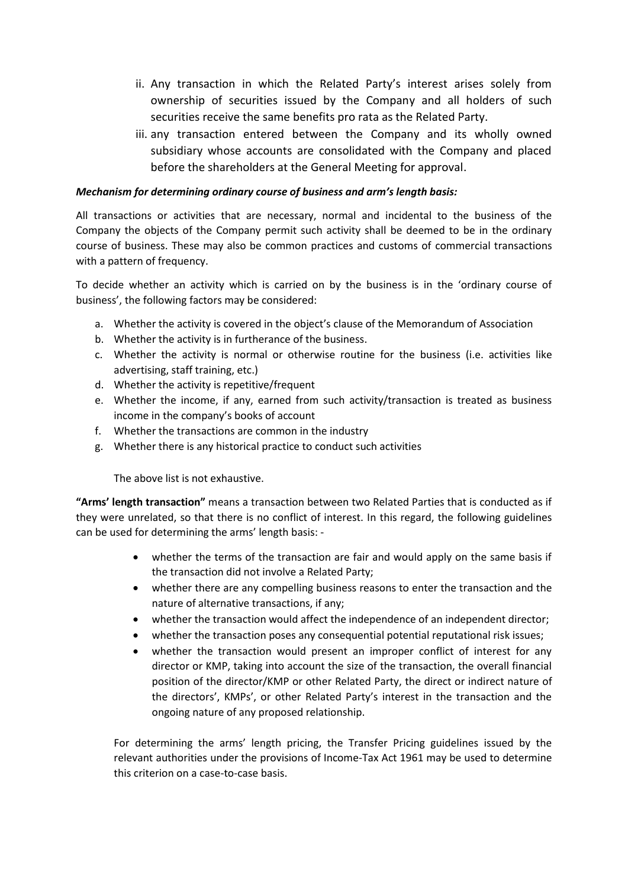ii. Any transaction in which the Related Party's interest arises solely from ownership of securities issued by the Company and all holders of such securities receive the same benefits pro rata as the Related Party.

iii. any transaction entered between the Company and its wholly owned subsidiary whose accounts are consolidated with the Company and placed before the shareholders at the General Meeting for approval.

***Mechanism for determining ordinary course of business and arm's length basis:***

All transactions or activities that are necessary, normal and incidental to the business of the Company the objects of the Company permit such activity shall be deemed to be in the ordinary course of business. These may also be common practices and customs of commercial transactions with a pattern of frequency.

To decide whether an activity which is carried on by the business is in the 'ordinary course of business', the following factors may be considered:

a. Whether the activity is covered in the object's clause of the Memorandum of Association
b. Whether the activity is in furtherance of the business.
c. Whether the activity is normal or otherwise routine for the business (i.e. activities like advertising, staff training, etc.)
d. Whether the activity is repetitive/frequent
e. Whether the income, if any, earned from such activity/transaction is treated as business income in the company's books of account
f. Whether the transactions are common in the industry
g. Whether there is any historical practice to conduct such activities

The above list is not exhaustive.

**"Arms' length transaction"** means a transaction between two Related Parties that is conducted as if they were unrelated, so that there is no conflict of interest. In this regard, the following guidelines can be used for determining the arms' length basis: -

- whether the terms of the transaction are fair and would apply on the same basis if the transaction did not involve a Related Party;
- whether there are any compelling business reasons to enter the transaction and the nature of alternative transactions, if any;
- whether the transaction would affect the independence of an independent director;
- whether the transaction poses any consequential potential reputational risk issues;
- whether the transaction would present an improper conflict of interest for any director or KMP, taking into account the size of the transaction, the overall financial position of the director/KMP or other Related Party, the direct or indirect nature of the directors', KMPs', or other Related Party's interest in the transaction and the ongoing nature of any proposed relationship.

For determining the arms' length pricing, the Transfer Pricing guidelines issued by the relevant authorities under the provisions of Income-Tax Act 1961 may be used to determine this criterion on a case-to-case basis.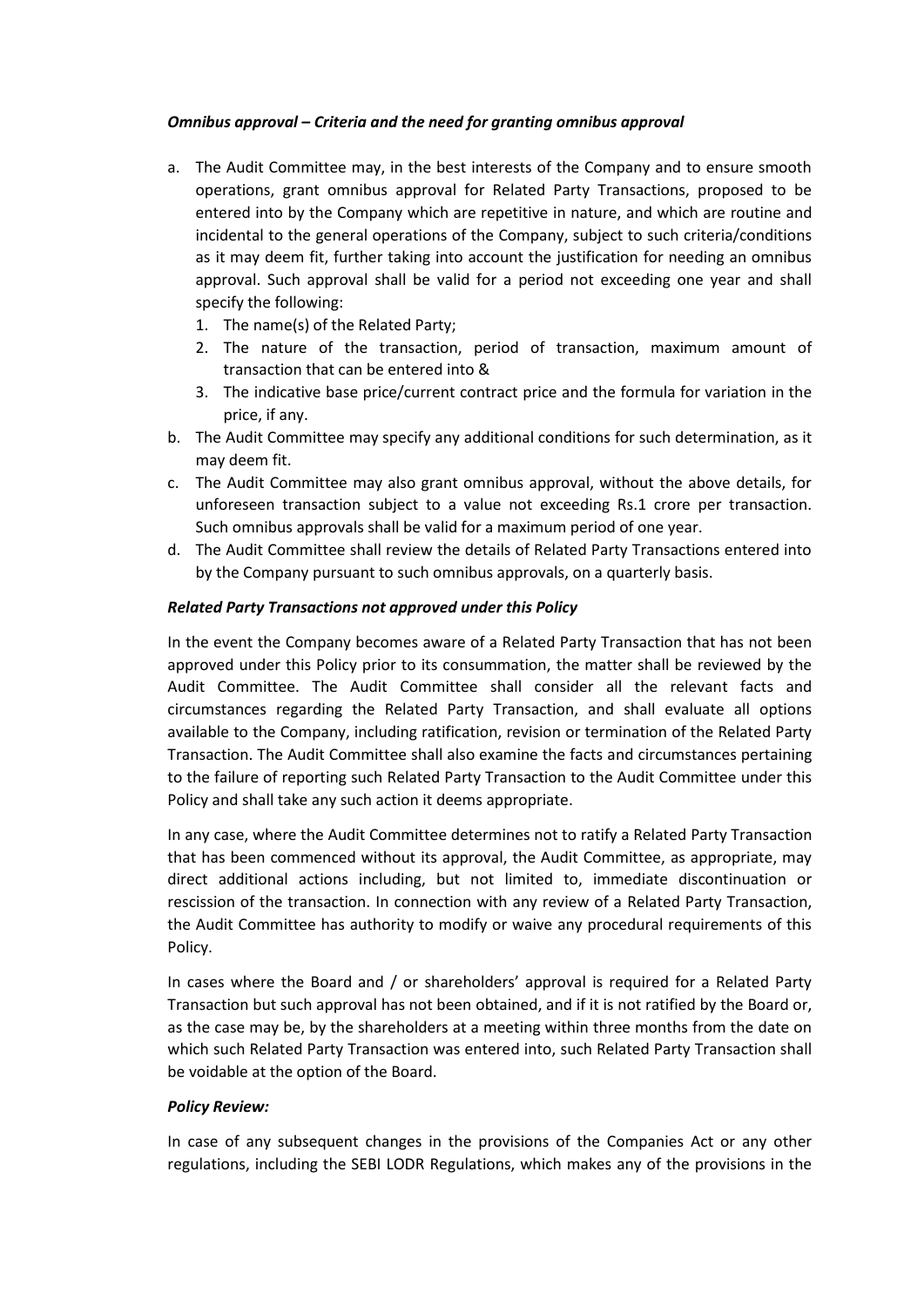***Omnibus approval – Criteria and the need for granting omnibus approval***

a. The Audit Committee may, in the best interests of the Company and to ensure smooth operations, grant omnibus approval for Related Party Transactions, proposed to be entered into by the Company which are repetitive in nature, and which are routine and incidental to the general operations of the Company, subject to such criteria/conditions as it may deem fit, further taking into account the justification for needing an omnibus approval. Such approval shall be valid for a period not exceeding one year and shall specify the following:
   1. The name(s) of the Related Party;
   2. The nature of the transaction, period of transaction, maximum amount of transaction that can be entered into &
   3. The indicative base price/current contract price and the formula for variation in the price, if any.
b. The Audit Committee may specify any additional conditions for such determination, as it may deem fit.
c. The Audit Committee may also grant omnibus approval, without the above details, for unforeseen transaction subject to a value not exceeding Rs.1 crore per transaction. Such omnibus approvals shall be valid for a maximum period of one year.
d. The Audit Committee shall review the details of Related Party Transactions entered into by the Company pursuant to such omnibus approvals, on a quarterly basis.

***Related Party Transactions not approved under this Policy***

In the event the Company becomes aware of a Related Party Transaction that has not been approved under this Policy prior to its consummation, the matter shall be reviewed by the Audit Committee. The Audit Committee shall consider all the relevant facts and circumstances regarding the Related Party Transaction, and shall evaluate all options available to the Company, including ratification, revision or termination of the Related Party Transaction. The Audit Committee shall also examine the facts and circumstances pertaining to the failure of reporting such Related Party Transaction to the Audit Committee under this Policy and shall take any such action it deems appropriate.

In any case, where the Audit Committee determines not to ratify a Related Party Transaction that has been commenced without its approval, the Audit Committee, as appropriate, may direct additional actions including, but not limited to, immediate discontinuation or rescission of the transaction. In connection with any review of a Related Party Transaction, the Audit Committee has authority to modify or waive any procedural requirements of this Policy.

In cases where the Board and / or shareholders' approval is required for a Related Party Transaction but such approval has not been obtained, and if it is not ratified by the Board or, as the case may be, by the shareholders at a meeting within three months from the date on which such Related Party Transaction was entered into, such Related Party Transaction shall be voidable at the option of the Board.

***Policy Review:***

In case of any subsequent changes in the provisions of the Companies Act or any other regulations, including the SEBI LODR Regulations, which makes any of the provisions in the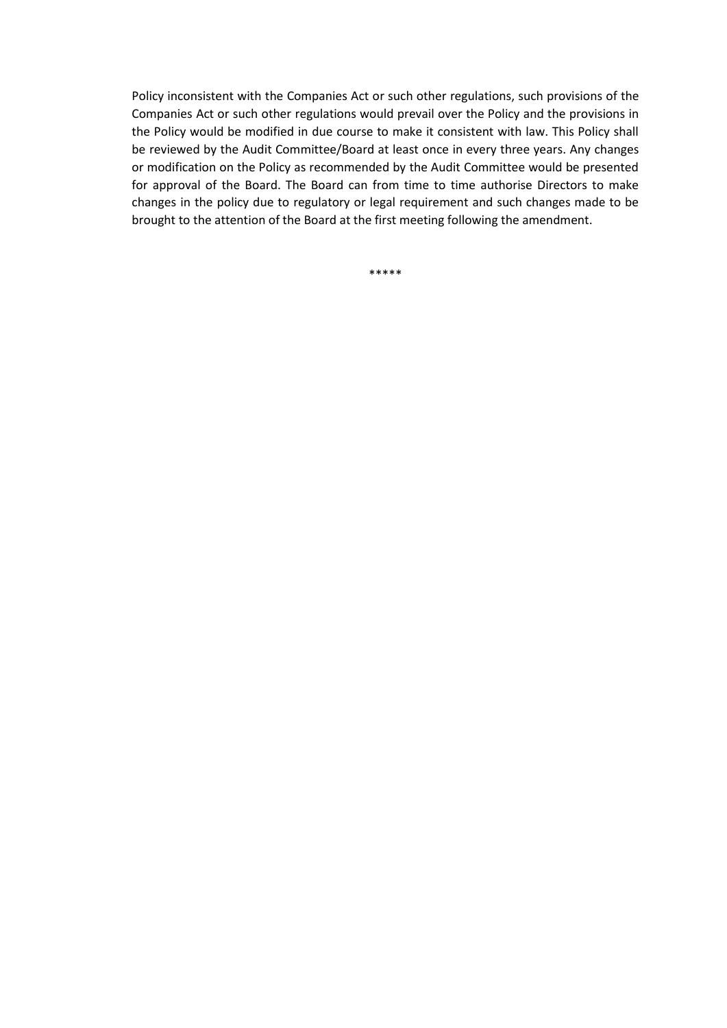Policy inconsistent with the Companies Act or such other regulations, such provisions of the Companies Act or such other regulations would prevail over the Policy and the provisions in the Policy would be modified in due course to make it consistent with law. This Policy shall be reviewed by the Audit Committee/Board at least once in every three years. Any changes or modification on the Policy as recommended by the Audit Committee would be presented for approval of the Board. The Board can from time to time authorise Directors to make changes in the policy due to regulatory or legal requirement and such changes made to be brought to the attention of the Board at the first meeting following the amendment.

*****